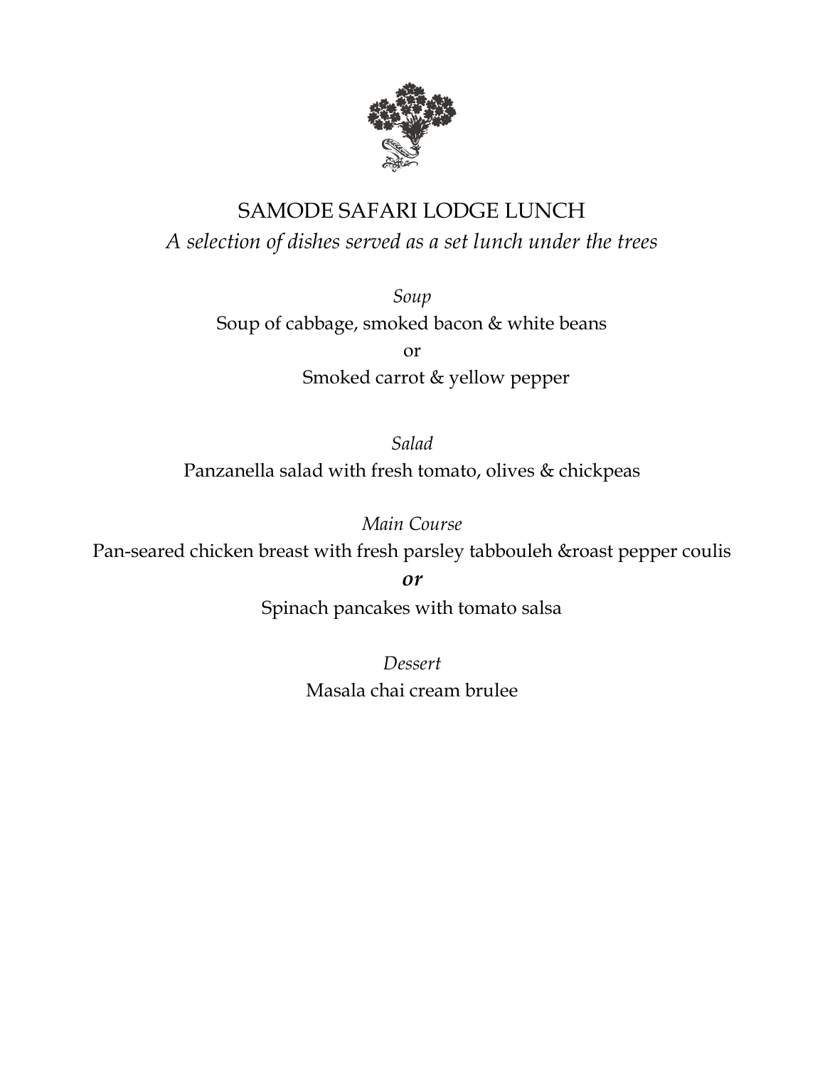# SAMODE SAFARI LODGE LUNCH

*A selection of dishes served as a set lunch under the trees*

*Soup*

Soup of cabbage, smoked bacon & white beans

or

Smoked carrot & yellow pepper

*Salad*

Panzanella salad with fresh tomato, olives & chickpeas

*Main Course*

Pan-seared chicken breast with fresh parsley tabbouleh &roast pepper coulis

***or***

Spinach pancakes with tomato salsa

*Dessert*

Masala chai cream brulee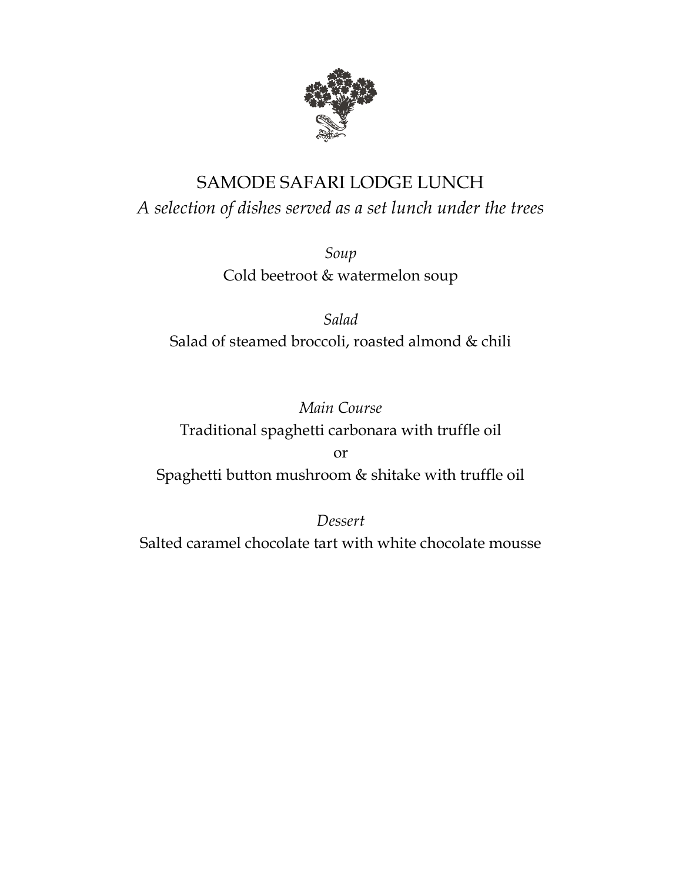# SAMODE SAFARI LODGE LUNCH

*A selection of dishes served as a set lunch under the trees*

*Soup*

Cold beetroot & watermelon soup

*Salad*

Salad of steamed broccoli, roasted almond & chili

*Main Course*

Traditional spaghetti carbonara with truffle oil

or

Spaghetti button mushroom & shitake with truffle oil

*Dessert*

Salted caramel chocolate tart with white chocolate mousse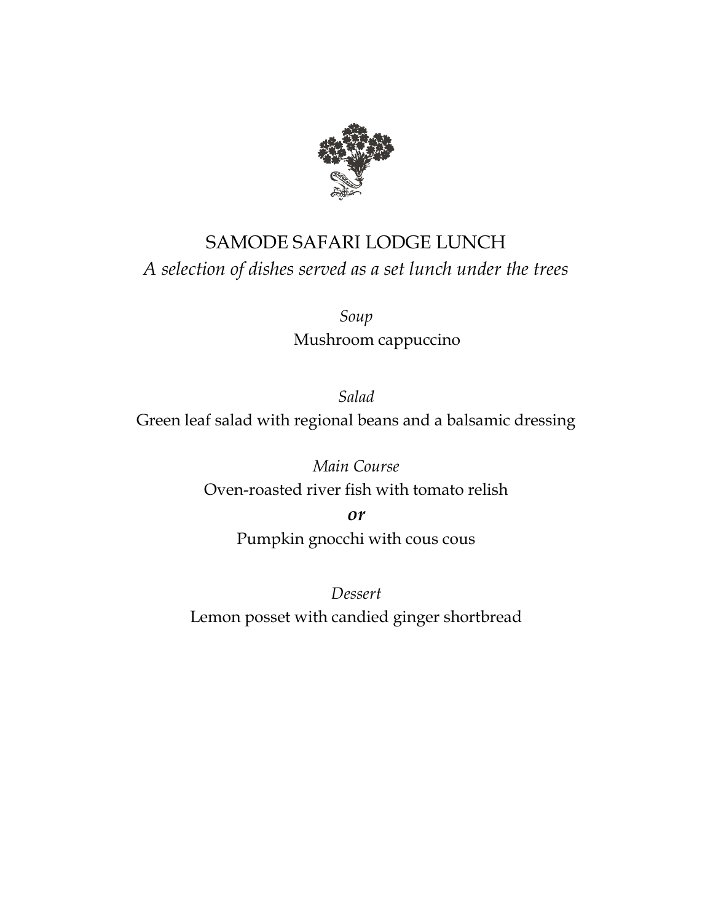# SAMODE SAFARI LODGE LUNCH

*A selection of dishes served as a set lunch under the trees*

*Soup*

Mushroom cappuccino

*Salad*

Green leaf salad with regional beans and a balsamic dressing

*Main Course*

Oven-roasted river fish with tomato relish

***or***

Pumpkin gnocchi with cous cous

*Dessert*

Lemon posset with candied ginger shortbread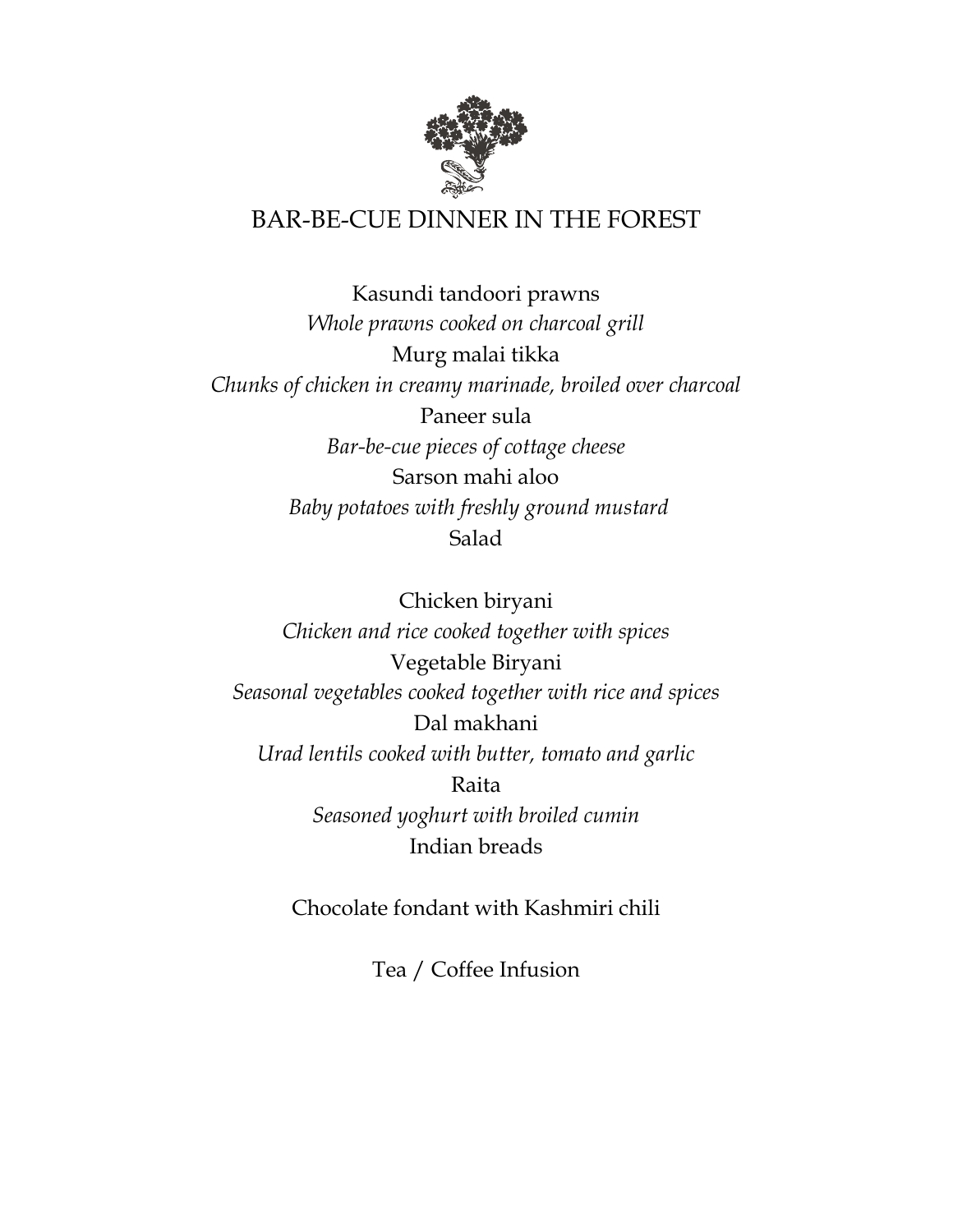# BAR-BE-CUE DINNER IN THE FOREST

Kasundi tandoori prawns
*Whole prawns cooked on charcoal grill*
Murg malai tikka
*Chunks of chicken in creamy marinade, broiled over charcoal*
Paneer sula
*Bar-be-cue pieces of cottage cheese*
Sarson mahi aloo
*Baby potatoes with freshly ground mustard*
Salad

Chicken biryani
*Chicken and rice cooked together with spices*
Vegetable Biryani
*Seasonal vegetables cooked together with rice and spices*
Dal makhani
*Urad lentils cooked with butter, tomato and garlic*
Raita
*Seasoned yoghurt with broiled cumin*
Indian breads

Chocolate fondant with Kashmiri chili

Tea / Coffee Infusion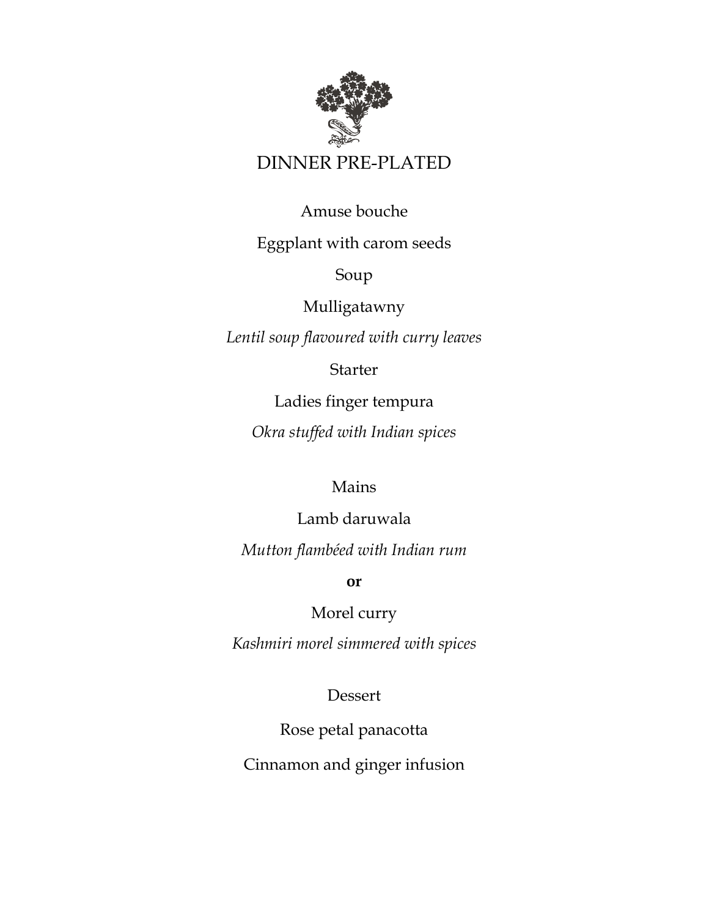# DINNER PRE-PLATED

Amuse bouche

Eggplant with carom seeds

Soup

Mulligatawny

*Lentil soup flavoured with curry leaves*

Starter

Ladies finger tempura

*Okra stuffed with Indian spices*

Mains

Lamb daruwala

*Mutton flambéed with Indian rum*

**or**

Morel curry

*Kashmiri morel simmered with spices*

Dessert

Rose petal panacotta

Cinnamon and ginger infusion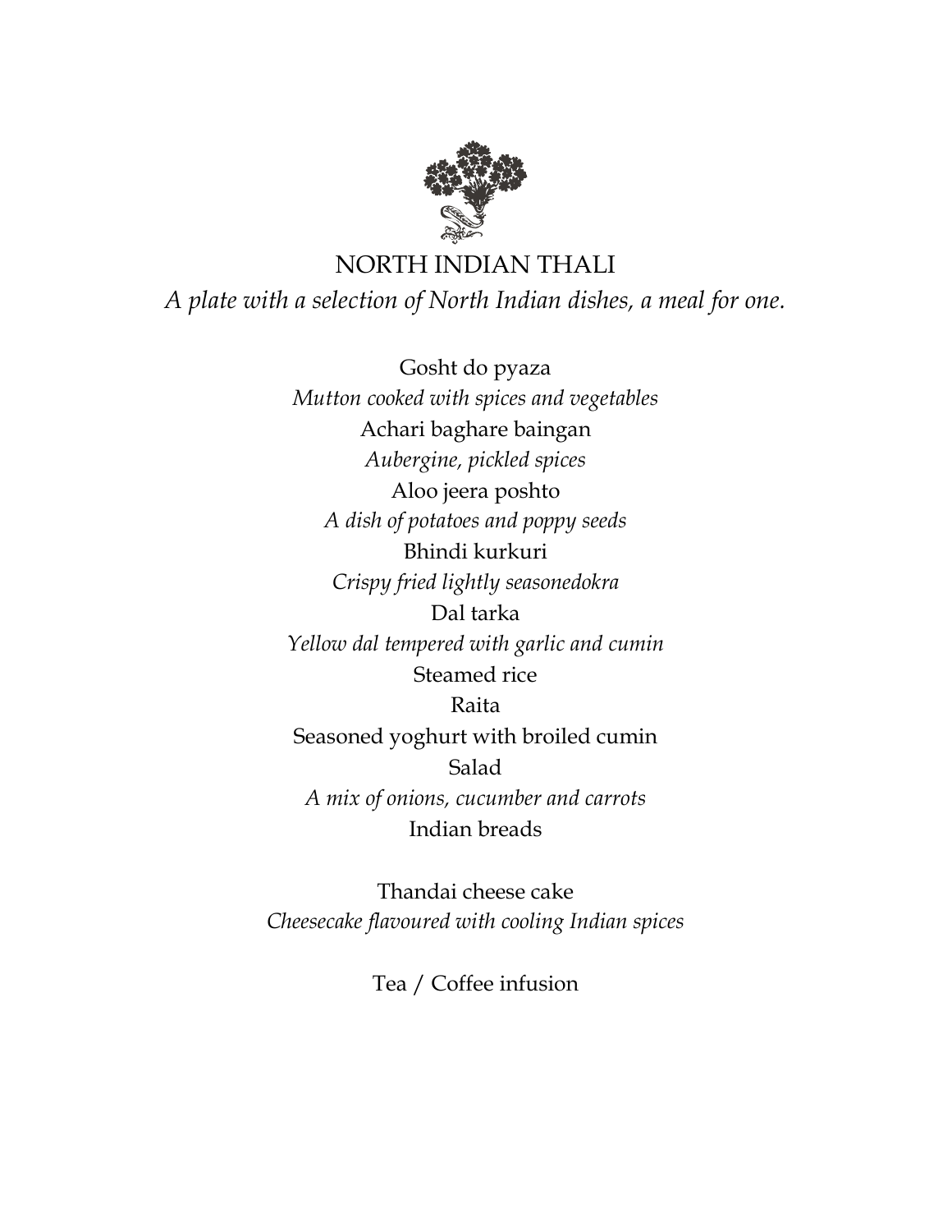# NORTH INDIAN THALI

*A plate with a selection of North Indian dishes, a meal for one.*

Gosht do pyaza
*Mutton cooked with spices and vegetables*

Achari baghare baingan
*Aubergine, pickled spices*

Aloo jeera poshto
*A dish of potatoes and poppy seeds*

Bhindi kurkuri
*Crispy fried lightly seasonedokra*

Dal tarka
*Yellow dal tempered with garlic and cumin*

Steamed rice

Raita
Seasoned yoghurt with broiled cumin

Salad
*A mix of onions, cucumber and carrots*

Indian breads

Thandai cheese cake
*Cheesecake flavoured with cooling Indian spices*

Tea / Coffee infusion